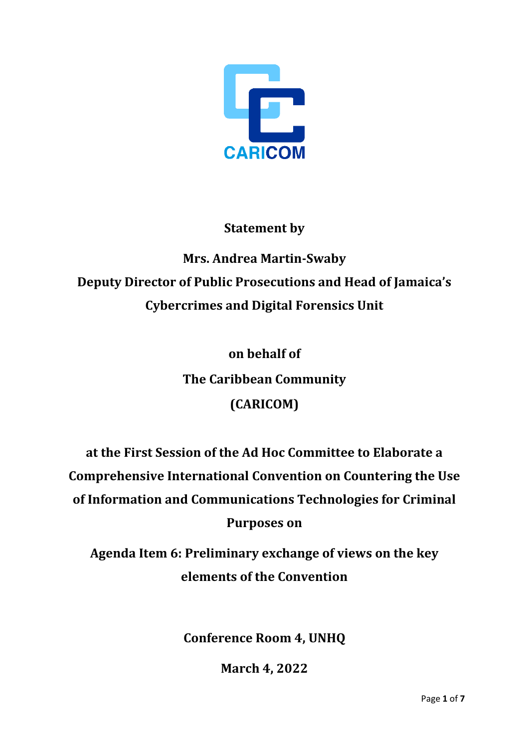CARICOM

**Statement by**

**Mrs. Andrea Martin-Swaby**

**Deputy Director of Public Prosecutions and Head of Jamaica's Cybercrimes and Digital Forensics Unit**

**on behalf of**

**The Caribbean Community (CARICOM)**

**at the First Session of the Ad Hoc Committee to Elaborate a Comprehensive International Convention on Countering the Use of Information and Communications Technologies for Criminal Purposes on**

**Agenda Item 6: Preliminary exchange of views on the key elements of the Convention**

**Conference Room 4, UNHQ**

**March 4, 2022**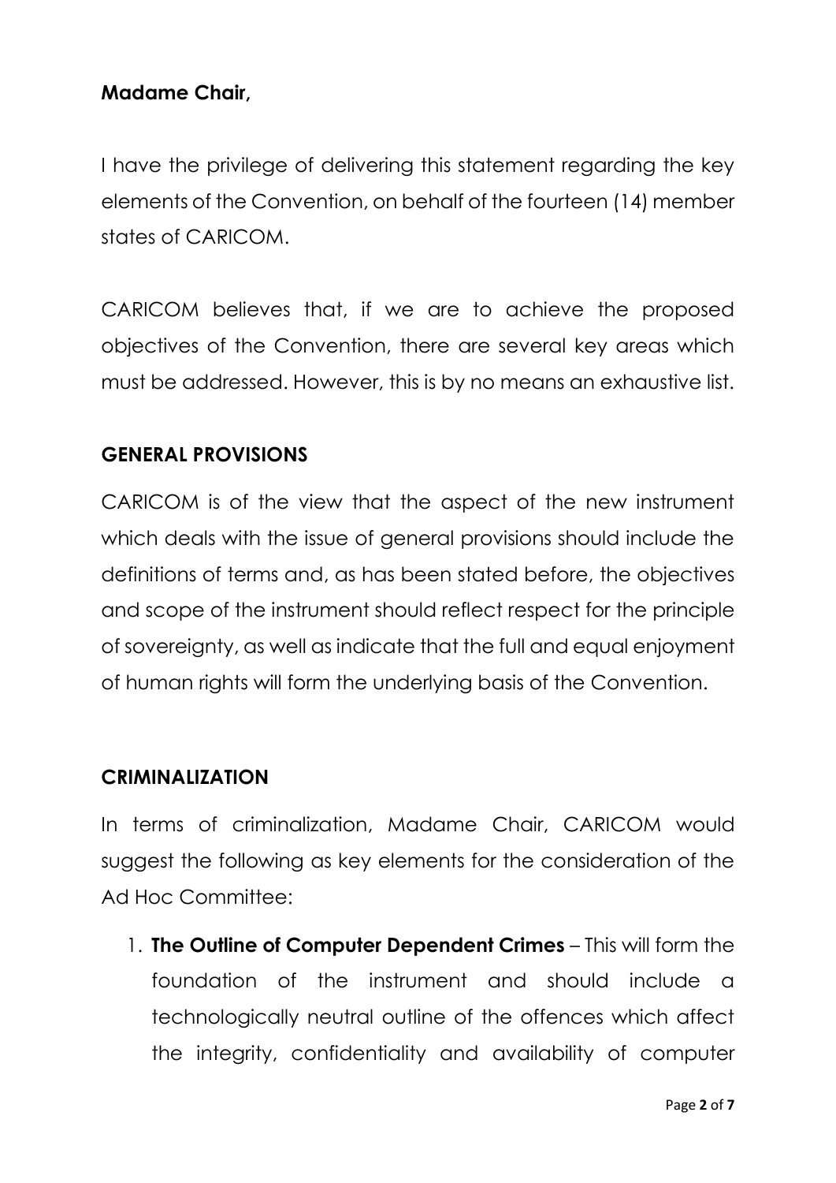**Madame Chair,**

I have the privilege of delivering this statement regarding the key elements of the Convention, on behalf of the fourteen (14) member states of CARICOM.

CARICOM believes that, if we are to achieve the proposed objectives of the Convention, there are several key areas which must be addressed. However, this is by no means an exhaustive list.

## GENERAL PROVISIONS

CARICOM is of the view that the aspect of the new instrument which deals with the issue of general provisions should include the definitions of terms and, as has been stated before, the objectives and scope of the instrument should reflect respect for the principle of sovereignty, as well as indicate that the full and equal enjoyment of human rights will form the underlying basis of the Convention.

## CRIMINALIZATION

In terms of criminalization, Madame Chair, CARICOM would suggest the following as key elements for the consideration of the Ad Hoc Committee:

1. **The Outline of Computer Dependent Crimes** – This will form the foundation of the instrument and should include a technologically neutral outline of the offences which affect the integrity, confidentiality and availability of computer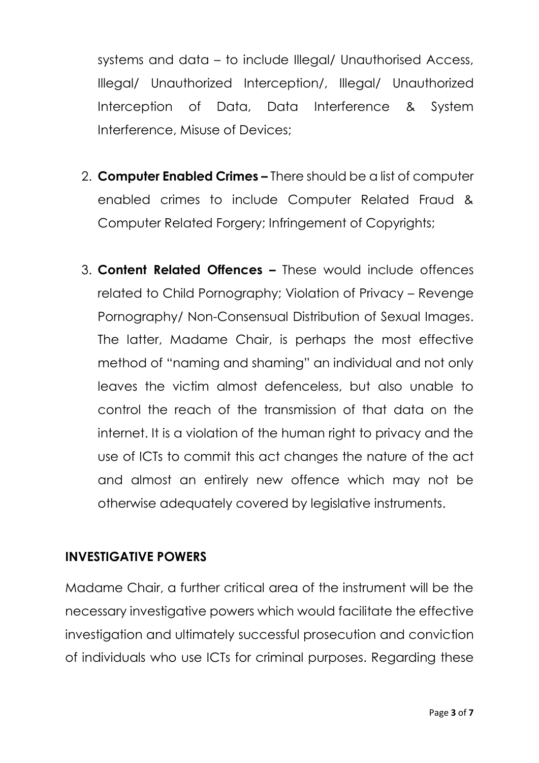systems and data – to include Illegal/ Unauthorised Access, Illegal/ Unauthorized Interception/, Illegal/ Unauthorized Interception of Data, Data Interference & System Interference, Misuse of Devices;

2. **Computer Enabled Crimes –** There should be a list of computer enabled crimes to include Computer Related Fraud & Computer Related Forgery; Infringement of Copyrights;

3. **Content Related Offences –** These would include offences related to Child Pornography; Violation of Privacy – Revenge Pornography/ Non-Consensual Distribution of Sexual Images. The latter, Madame Chair, is perhaps the most effective method of "naming and shaming" an individual and not only leaves the victim almost defenceless, but also unable to control the reach of the transmission of that data on the internet. It is a violation of the human right to privacy and the use of ICTs to commit this act changes the nature of the act and almost an entirely new offence which may not be otherwise adequately covered by legislative instruments.

## INVESTIGATIVE POWERS

Madame Chair, a further critical area of the instrument will be the necessary investigative powers which would facilitate the effective investigation and ultimately successful prosecution and conviction of individuals who use ICTs for criminal purposes. Regarding these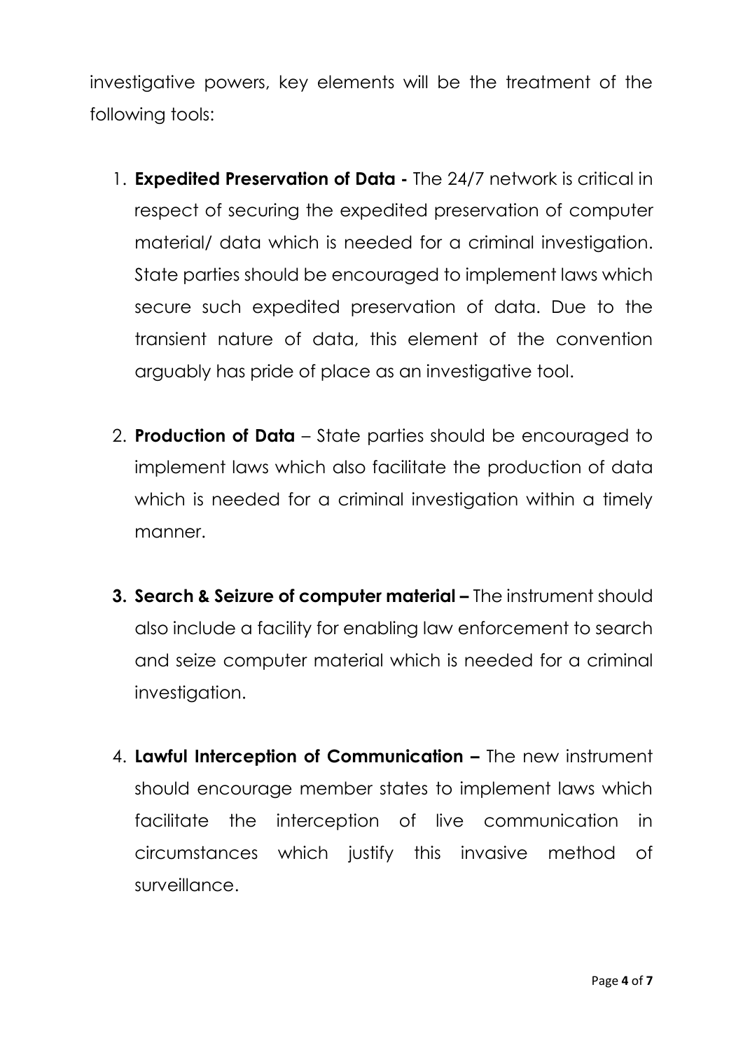investigative powers, key elements will be the treatment of the following tools:

1. **Expedited Preservation of Data -** The 24/7 network is critical in respect of securing the expedited preservation of computer material/ data which is needed for a criminal investigation. State parties should be encouraged to implement laws which secure such expedited preservation of data. Due to the transient nature of data, this element of the convention arguably has pride of place as an investigative tool.

2. **Production of Data** – State parties should be encouraged to implement laws which also facilitate the production of data which is needed for a criminal investigation within a timely manner.

3. **Search & Seizure of computer material –** The instrument should also include a facility for enabling law enforcement to search and seize computer material which is needed for a criminal investigation.

4. **Lawful Interception of Communication –** The new instrument should encourage member states to implement laws which facilitate the interception of live communication in circumstances which justify this invasive method of surveillance.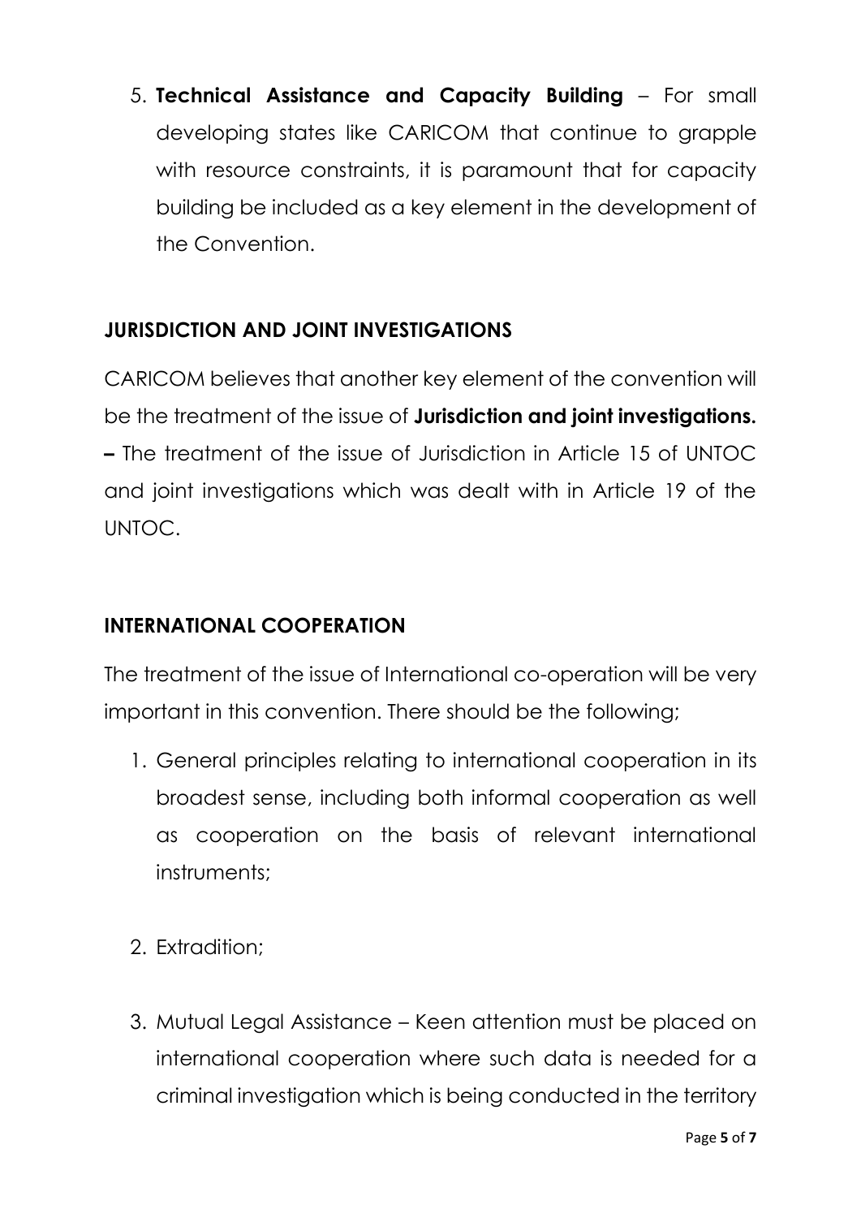5. **Technical Assistance and Capacity Building** – For small developing states like CARICOM that continue to grapple with resource constraints, it is paramount that for capacity building be included as a key element in the development of the Convention.

## JURISDICTION AND JOINT INVESTIGATIONS

CARICOM believes that another key element of the convention will be the treatment of the issue of **Jurisdiction and joint investigations. –** The treatment of the issue of Jurisdiction in Article 15 of UNTOC and joint investigations which was dealt with in Article 19 of the UNTOC.

## INTERNATIONAL COOPERATION

The treatment of the issue of International co-operation will be very important in this convention. There should be the following;

1. General principles relating to international cooperation in its broadest sense, including both informal cooperation as well as cooperation on the basis of relevant international instruments;

2. Extradition;

3. Mutual Legal Assistance – Keen attention must be placed on international cooperation where such data is needed for a criminal investigation which is being conducted in the territory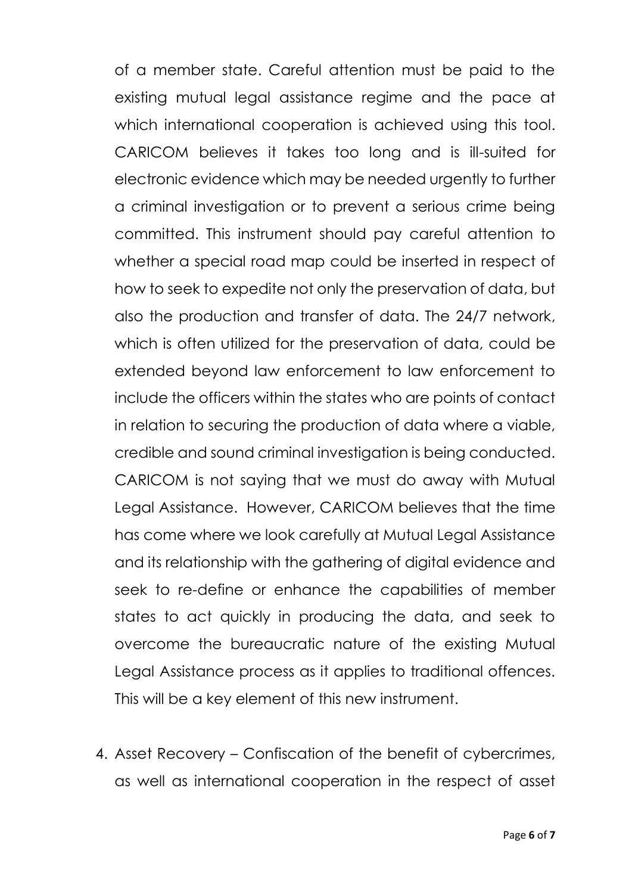of a member state. Careful attention must be paid to the existing mutual legal assistance regime and the pace at which international cooperation is achieved using this tool. CARICOM believes it takes too long and is ill-suited for electronic evidence which may be needed urgently to further a criminal investigation or to prevent a serious crime being committed. This instrument should pay careful attention to whether a special road map could be inserted in respect of how to seek to expedite not only the preservation of data, but also the production and transfer of data. The 24/7 network, which is often utilized for the preservation of data, could be extended beyond law enforcement to law enforcement to include the officers within the states who are points of contact in relation to securing the production of data where a viable, credible and sound criminal investigation is being conducted. CARICOM is not saying that we must do away with Mutual Legal Assistance. However, CARICOM believes that the time has come where we look carefully at Mutual Legal Assistance and its relationship with the gathering of digital evidence and seek to re-define or enhance the capabilities of member states to act quickly in producing the data, and seek to overcome the bureaucratic nature of the existing Mutual Legal Assistance process as it applies to traditional offences. This will be a key element of this new instrument.

4. Asset Recovery – Confiscation of the benefit of cybercrimes, as well as international cooperation in the respect of asset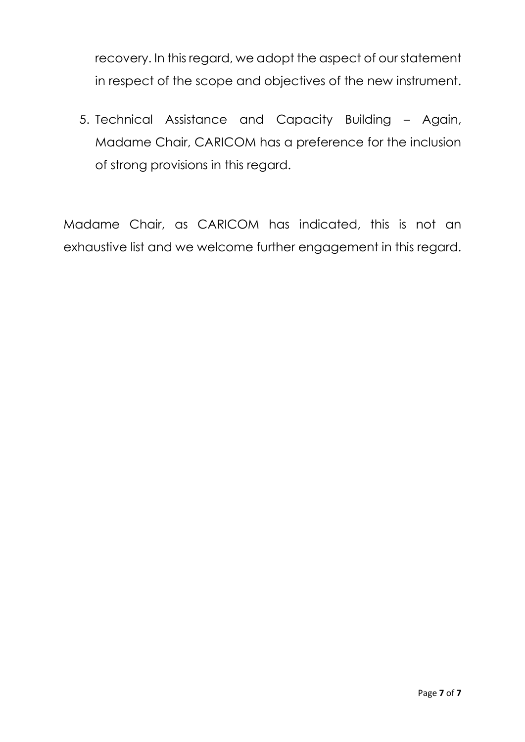recovery. In this regard, we adopt the aspect of our statement in respect of the scope and objectives of the new instrument.

5. Technical Assistance and Capacity Building – Again, Madame Chair, CARICOM has a preference for the inclusion of strong provisions in this regard.

Madame Chair, as CARICOM has indicated, this is not an exhaustive list and we welcome further engagement in this regard.